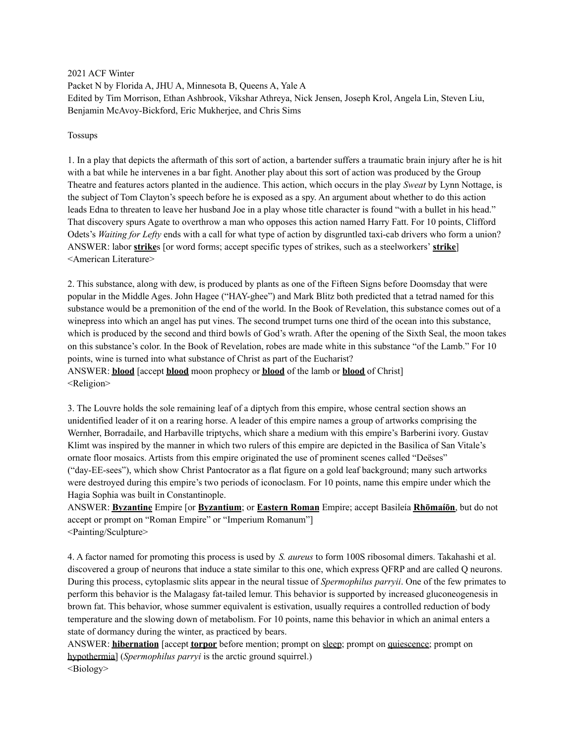2021 ACF Winter
Packet N by Florida A, JHU A, Minnesota B, Queens A, Yale A
Edited by Tim Morrison, Ethan Ashbrook, Vikshar Athreya, Nick Jensen, Joseph Krol, Angela Lin, Steven Liu, Benjamin McAvoy-Bickford, Eric Mukherjee, and Chris Sims

Tossups

1. In a play that depicts the aftermath of this sort of action, a bartender suffers a traumatic brain injury after he is hit with a bat while he intervenes in a bar fight. Another play about this sort of action was produced by the Group Theatre and features actors planted in the audience. This action, which occurs in the play *Sweat* by Lynn Nottage, is the subject of Tom Clayton's speech before he is exposed as a spy. An argument about whether to do this action leads Edna to threaten to leave her husband Joe in a play whose title character is found "with a bullet in his head." That discovery spurs Agate to overthrow a man who opposes this action named Harry Fatt. For 10 points, Clifford Odets's *Waiting for Lefty* ends with a call for what type of action by disgruntled taxi-cab drivers who form a union?
ANSWER: labor **strike**s [or word forms; accept specific types of strikes, such as a steelworkers' **strike**]
<American Literature>

2. This substance, along with dew, is produced by plants as one of the Fifteen Signs before Doomsday that were popular in the Middle Ages. John Hagee ("HAY-ghee") and Mark Blitz both predicted that a tetrad named for this substance would be a premonition of the end of the world. In the Book of Revelation, this substance comes out of a winepress into which an angel has put vines. The second trumpet turns one third of the ocean into this substance, which is produced by the second and third bowls of God's wrath. After the opening of the Sixth Seal, the moon takes on this substance's color. In the Book of Revelation, robes are made white in this substance "of the Lamb." For 10 points, wine is turned into what substance of Christ as part of the Eucharist?
ANSWER: **blood** [accept **blood** moon prophecy or **blood** of the lamb or **blood** of Christ]
<Religion>

3. The Louvre holds the sole remaining leaf of a diptych from this empire, whose central section shows an unidentified leader of it on a rearing horse. A leader of this empire names a group of artworks comprising the Wernher, Borradaile, and Harbaville triptychs, which share a medium with this empire's Barberini ivory. Gustav Klimt was inspired by the manner in which two rulers of this empire are depicted in the Basilica of San Vitale's ornate floor mosaics. Artists from this empire originated the use of prominent scenes called "Deëses" ("day-EE-sees"), which show Christ Pantocrator as a flat figure on a gold leaf background; many such artworks were destroyed during this empire's two periods of iconoclasm. For 10 points, name this empire under which the Hagia Sophia was built in Constantinople.
ANSWER: **Byzantine** Empire [or **Byzantium**; or **Eastern Roman** Empire; accept Basileía **Rhōmaíōn**, but do not accept or prompt on "Roman Empire" or "Imperium Romanum"]
<Painting/Sculpture>

4. A factor named for promoting this process is used by *S. aureus* to form 100S ribosomal dimers. Takahashi et al. discovered a group of neurons that induce a state similar to this one, which express QFRP and are called Q neurons. During this process, cytoplasmic slits appear in the neural tissue of *Spermophilus parryii*. One of the few primates to perform this behavior is the Malagasy fat-tailed lemur. This behavior is supported by increased gluconeogenesis in brown fat. This behavior, whose summer equivalent is estivation, usually requires a controlled reduction of body temperature and the slowing down of metabolism. For 10 points, name this behavior in which an animal enters a state of dormancy during the winter, as practiced by bears.
ANSWER: **hibernation** [accept **torpor** before mention; prompt on sleep; prompt on quiescence; prompt on hypothermia] (*Spermophilus parryi* is the arctic ground squirrel.)
<Biology>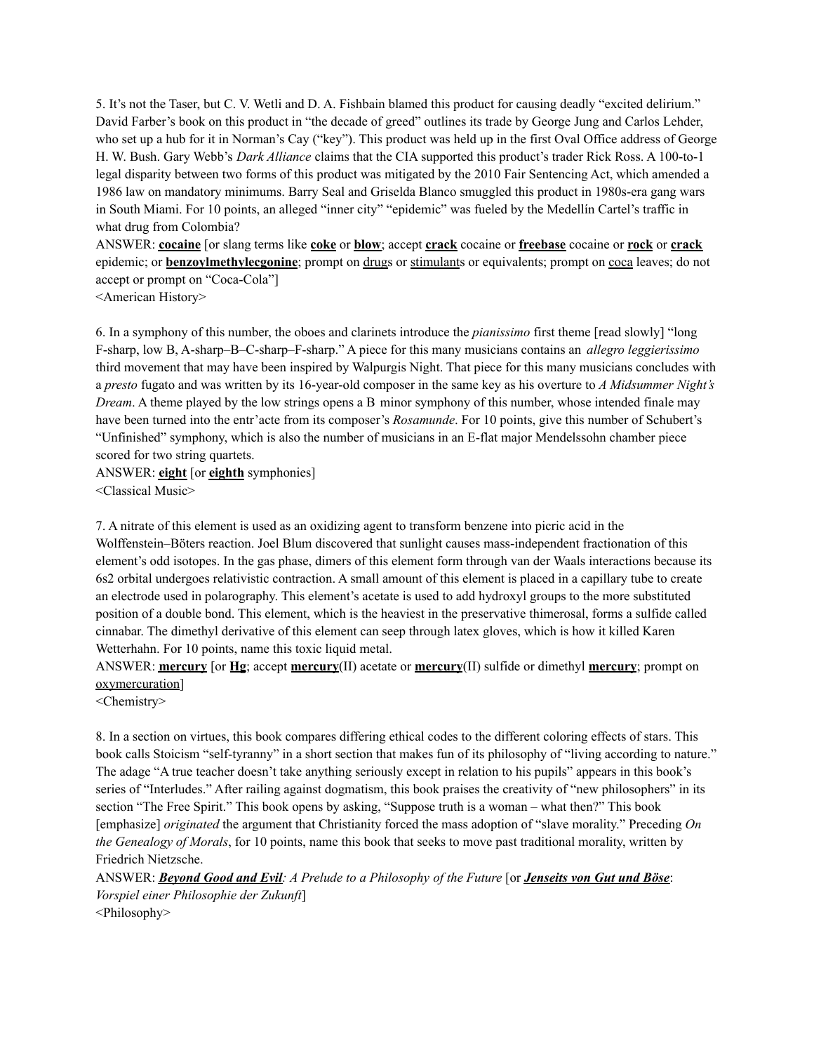5. It's not the Taser, but C. V. Wetli and D. A. Fishbain blamed this product for causing deadly "excited delirium." David Farber's book on this product in "the decade of greed" outlines its trade by George Jung and Carlos Lehder, who set up a hub for it in Norman's Cay ("key"). This product was held up in the first Oval Office address of George H. W. Bush. Gary Webb's *Dark Alliance* claims that the CIA supported this product's trader Rick Ross. A 100-to-1 legal disparity between two forms of this product was mitigated by the 2010 Fair Sentencing Act, which amended a 1986 law on mandatory minimums. Barry Seal and Griselda Blanco smuggled this product in 1980s-era gang wars in South Miami. For 10 points, an alleged "inner city" "epidemic" was fueled by the Medellín Cartel's traffic in what drug from Colombia?

ANSWER: **cocaine** [or slang terms like **coke** or **blow**; accept **crack** cocaine or **freebase** cocaine or **rock** or **crack** epidemic; or **benzoylmethylecgonine**; prompt on drugs or stimulants or equivalents; prompt on coca leaves; do not accept or prompt on "Coca-Cola"]

<American History>

6. In a symphony of this number, the oboes and clarinets introduce the *pianissimo* first theme [read slowly] "long F-sharp, low B, A-sharp–B–C-sharp–F-sharp." A piece for this many musicians contains an *allegro leggierissimo* third movement that may have been inspired by Walpurgis Night. That piece for this many musicians concludes with a *presto* fugato and was written by its 16-year-old composer in the same key as his overture to *A Midsummer Night's Dream*. A theme played by the low strings opens a B minor symphony of this number, whose intended finale may have been turned into the entr'acte from its composer's *Rosamunde*. For 10 points, give this number of Schubert's "Unfinished" symphony, which is also the number of musicians in an E-flat major Mendelssohn chamber piece scored for two string quartets.

ANSWER: **eight** [or **eighth** symphonies]

<Classical Music>

7. A nitrate of this element is used as an oxidizing agent to transform benzene into picric acid in the Wolffenstein–Böters reaction. Joel Blum discovered that sunlight causes mass-independent fractionation of this element's odd isotopes. In the gas phase, dimers of this element form through van der Waals interactions because its 6s2 orbital undergoes relativistic contraction. A small amount of this element is placed in a capillary tube to create an electrode used in polarography. This element's acetate is used to add hydroxyl groups to the more substituted position of a double bond. This element, which is the heaviest in the preservative thimerosal, forms a sulfide called cinnabar. The dimethyl derivative of this element can seep through latex gloves, which is how it killed Karen Wetterhahn. For 10 points, name this toxic liquid metal.

ANSWER: **mercury** [or **Hg**; accept **mercury**(II) acetate or **mercury**(II) sulfide or dimethyl **mercury**; prompt on oxymercuration]

<Chemistry>

8. In a section on virtues, this book compares differing ethical codes to the different coloring effects of stars. This book calls Stoicism "self-tyranny" in a short section that makes fun of its philosophy of "living according to nature." The adage "A true teacher doesn't take anything seriously except in relation to his pupils" appears in this book's series of "Interludes." After railing against dogmatism, this book praises the creativity of "new philosophers" in its section "The Free Spirit." This book opens by asking, "Suppose truth is a woman – what then?" This book [emphasize] *originated* the argument that Christianity forced the mass adoption of "slave morality." Preceding *On the Genealogy of Morals*, for 10 points, name this book that seeks to move past traditional morality, written by Friedrich Nietzsche.

ANSWER: ***Beyond Good and Evil**: A Prelude to a Philosophy of the Future* [or ***Jenseits von Gut und Böse**: Vorspiel einer Philosophie der Zukunft*]

<Philosophy>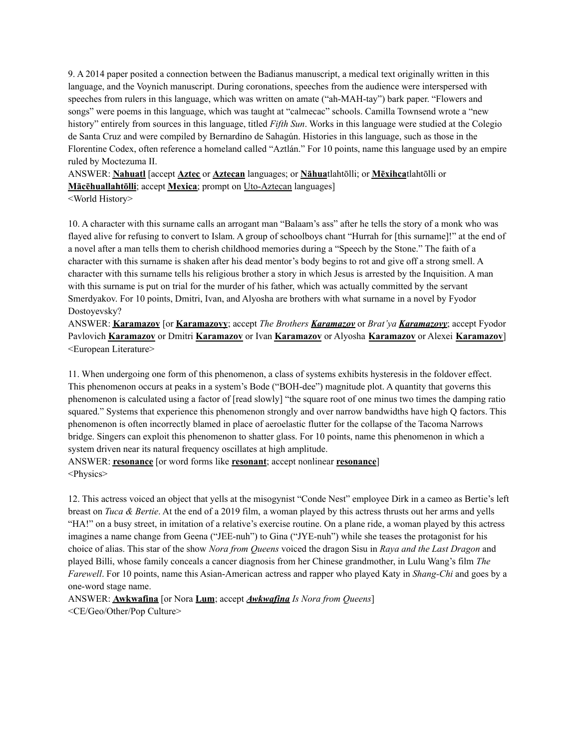9. A 2014 paper posited a connection between the Badianus manuscript, a medical text originally written in this language, and the Voynich manuscript. During coronations, speeches from the audience were interspersed with speeches from rulers in this language, which was written on amate ("ah-MAH-tay") bark paper. "Flowers and songs" were poems in this language, which was taught at "calmecac" schools. Camilla Townsend wrote a "new history" entirely from sources in this language, titled *Fifth Sun*. Works in this language were studied at the Colegio de Santa Cruz and were compiled by Bernardino de Sahagún. Histories in this language, such as those in the Florentine Codex, often reference a homeland called "Aztlán." For 10 points, name this language used by an empire ruled by Moctezuma II.

ANSWER: **Nahuatl** [accept **Aztec** or **Aztecan** languages; or **Nāhua**tlahtōlli; or **Mēxihca**tlahtōlli or **Mācēhuallahtōlli**; accept **Mexica**; prompt on Uto-Aztecan languages]

<World History>

10. A character with this surname calls an arrogant man "Balaam's ass" after he tells the story of a monk who was flayed alive for refusing to convert to Islam. A group of schoolboys chant "Hurrah for [this surname]!" at the end of a novel after a man tells them to cherish childhood memories during a "Speech by the Stone." The faith of a character with this surname is shaken after his dead mentor's body begins to rot and give off a strong smell. A character with this surname tells his religious brother a story in which Jesus is arrested by the Inquisition. A man with this surname is put on trial for the murder of his father, which was actually committed by the servant Smerdyakov. For 10 points, Dmitri, Ivan, and Alyosha are brothers with what surname in a novel by Fyodor Dostoyevsky?

ANSWER: **Karamazov** [or **Karamazovy**; accept *The Brothers **Karamazov*** or *Brat'ya **Karamazovy***; accept Fyodor Pavlovich **Karamazov** or Dmitri **Karamazov** or Ivan **Karamazov** or Alyosha **Karamazov** or Alexei **Karamazov**]

<European Literature>

11. When undergoing one form of this phenomenon, a class of systems exhibits hysteresis in the foldover effect. This phenomenon occurs at peaks in a system's Bode ("BOH-dee") magnitude plot. A quantity that governs this phenomenon is calculated using a factor of [read slowly] "the square root of one minus two times the damping ratio squared." Systems that experience this phenomenon strongly and over narrow bandwidths have high Q factors. This phenomenon is often incorrectly blamed in place of aeroelastic flutter for the collapse of the Tacoma Narrows bridge. Singers can exploit this phenomenon to shatter glass. For 10 points, name this phenomenon in which a system driven near its natural frequency oscillates at high amplitude.

ANSWER: **resonance** [or word forms like **resonant**; accept nonlinear **resonance**]

<Physics>

12. This actress voiced an object that yells at the misogynist "Conde Nest" employee Dirk in a cameo as Bertie's left breast on *Tuca & Bertie*. At the end of a 2019 film, a woman played by this actress thrusts out her arms and yells "HA!" on a busy street, in imitation of a relative's exercise routine. On a plane ride, a woman played by this actress imagines a name change from Geena ("JEE-nuh") to Gina ("JYE-nuh") while she teases the protagonist for his choice of alias. This star of the show *Nora from Queens* voiced the dragon Sisu in *Raya and the Last Dragon* and played Billi, whose family conceals a cancer diagnosis from her Chinese grandmother, in Lulu Wang's film *The Farewell*. For 10 points, name this Asian-American actress and rapper who played Katy in *Shang-Chi* and goes by a one-word stage name.

ANSWER: **Awkwafina** [or Nora **Lum**; accept ***Awkwafina** Is Nora from Queens*]

<CE/Geo/Other/Pop Culture>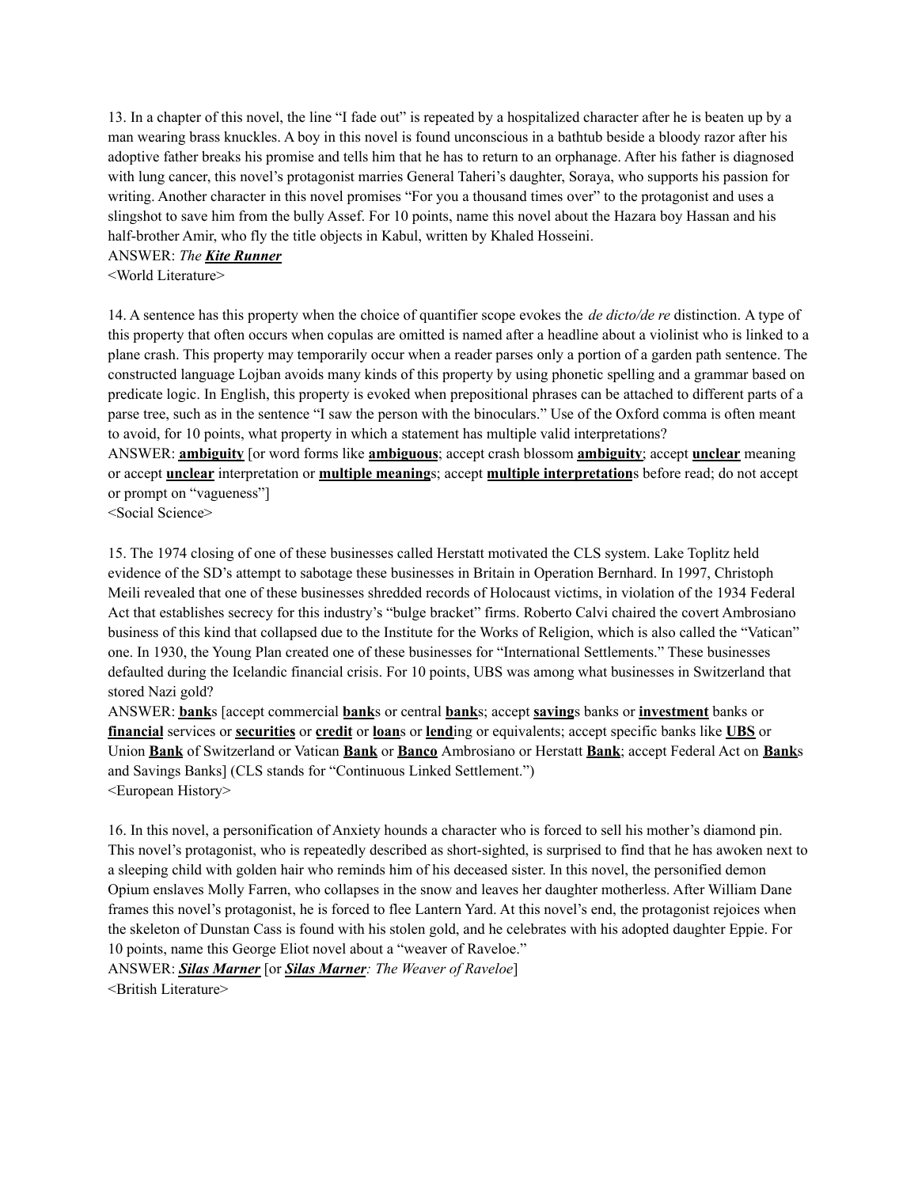13. In a chapter of this novel, the line "I fade out" is repeated by a hospitalized character after he is beaten up by a man wearing brass knuckles. A boy in this novel is found unconscious in a bathtub beside a bloody razor after his adoptive father breaks his promise and tells him that he has to return to an orphanage. After his father is diagnosed with lung cancer, this novel's protagonist marries General Taheri's daughter, Soraya, who supports his passion for writing. Another character in this novel promises "For you a thousand times over" to the protagonist and uses a slingshot to save him from the bully Assef. For 10 points, name this novel about the Hazara boy Hassan and his half-brother Amir, who fly the title objects in Kabul, written by Khaled Hosseini.

ANSWER: *The* ***Kite Runner***

<World Literature>

14. A sentence has this property when the choice of quantifier scope evokes the *de dicto/de re* distinction. A type of this property that often occurs when copulas are omitted is named after a headline about a violinist who is linked to a plane crash. This property may temporarily occur when a reader parses only a portion of a garden path sentence. The constructed language Lojban avoids many kinds of this property by using phonetic spelling and a grammar based on predicate logic. In English, this property is evoked when prepositional phrases can be attached to different parts of a parse tree, such as in the sentence "I saw the person with the binoculars." Use of the Oxford comma is often meant to avoid, for 10 points, what property in which a statement has multiple valid interpretations?

ANSWER: **ambiguity** [or word forms like **ambiguous**; accept crash blossom **ambiguity**; accept **unclear** meaning or accept **unclear** interpretation or **multiple meaning**s; accept **multiple interpretation**s before read; do not accept or prompt on "vagueness"]

<Social Science>

15. The 1974 closing of one of these businesses called Herstatt motivated the CLS system. Lake Toplitz held evidence of the SD's attempt to sabotage these businesses in Britain in Operation Bernhard. In 1997, Christoph Meili revealed that one of these businesses shredded records of Holocaust victims, in violation of the 1934 Federal Act that establishes secrecy for this industry's "bulge bracket" firms. Roberto Calvi chaired the covert Ambrosiano business of this kind that collapsed due to the Institute for the Works of Religion, which is also called the "Vatican" one. In 1930, the Young Plan created one of these businesses for "International Settlements." These businesses defaulted during the Icelandic financial crisis. For 10 points, UBS was among what businesses in Switzerland that stored Nazi gold?

ANSWER: **bank**s [accept commercial **bank**s or central **bank**s; accept **saving**s banks or **investment** banks or **financial** services or **securities** or **credit** or **loan**s or **lend**ing or equivalents; accept specific banks like **UBS** or Union **Bank** of Switzerland or Vatican **Bank** or **Banco** Ambrosiano or Herstatt **Bank**; accept Federal Act on **Bank**s and Savings Banks] (CLS stands for "Continuous Linked Settlement.")

<European History>

16. In this novel, a personification of Anxiety hounds a character who is forced to sell his mother's diamond pin. This novel's protagonist, who is repeatedly described as short-sighted, is surprised to find that he has awoken next to a sleeping child with golden hair who reminds him of his deceased sister. In this novel, the personified demon Opium enslaves Molly Farren, who collapses in the snow and leaves her daughter motherless. After William Dane frames this novel's protagonist, he is forced to flee Lantern Yard. At this novel's end, the protagonist rejoices when the skeleton of Dunstan Cass is found with his stolen gold, and he celebrates with his adopted daughter Eppie. For 10 points, name this George Eliot novel about a "weaver of Raveloe."

ANSWER: ***Silas Marner*** [or ***Silas Marner****: The Weaver of Raveloe*]

<British Literature>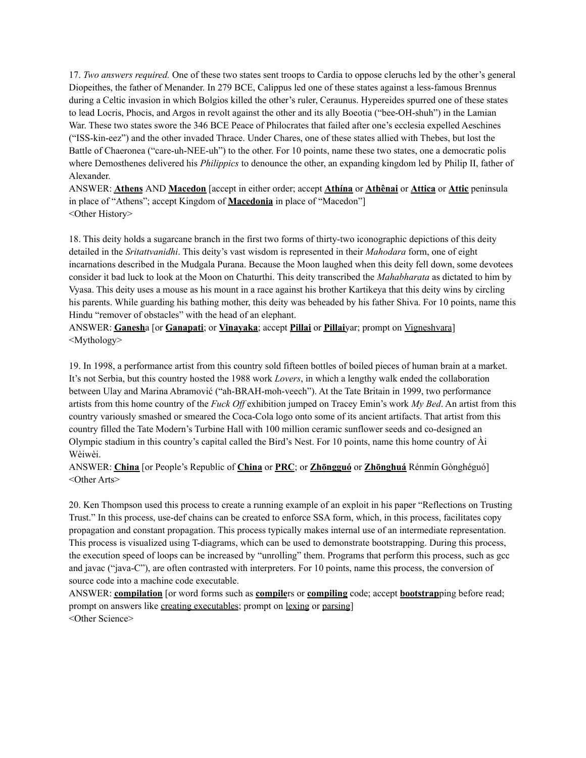17. *Two answers required.* One of these two states sent troops to Cardia to oppose cleruchs led by the other's general Diopeithes, the father of Menander. In 279 BCE, Calippus led one of these states against a less-famous Brennus during a Celtic invasion in which Bolgios killed the other's ruler, Ceraunus. Hypereides spurred one of these states to lead Locris, Phocis, and Argos in revolt against the other and its ally Boeotia ("bee-OH-shuh") in the Lamian War. These two states swore the 346 BCE Peace of Philocrates that failed after one's ecclesia expelled Aeschines ("ISS-kin-eez") and the other invaded Thrace. Under Chares, one of these states allied with Thebes, but lost the Battle of Chaeronea ("care-uh-NEE-uh") to the other. For 10 points, name these two states, one a democratic polis where Demosthenes delivered his *Philippics* to denounce the other, an expanding kingdom led by Philip II, father of Alexander.

ANSWER: **Athens** AND **Macedon** [accept in either order; accept **Athína** or **Athênai** or **Attica** or **Attic** peninsula in place of "Athens"; accept Kingdom of **Macedonia** in place of "Macedon"]

<Other History>

18. This deity holds a sugarcane branch in the first two forms of thirty-two iconographic depictions of this deity detailed in the *Sritattvanidhi*. This deity's vast wisdom is represented in their *Mahodara* form, one of eight incarnations described in the Mudgala Purana. Because the Moon laughed when this deity fell down, some devotees consider it bad luck to look at the Moon on Chaturthi. This deity transcribed the *Mahabharata* as dictated to him by Vyasa. This deity uses a mouse as his mount in a race against his brother Kartikeya that this deity wins by circling his parents. While guarding his bathing mother, this deity was beheaded by his father Shiva. For 10 points, name this Hindu "remover of obstacles" with the head of an elephant.

ANSWER: **Ganesh**a [or **Ganapati**; or **Vinayaka**; accept **Pillai** or **Pillai**yar; prompt on Vigneshvara]

<Mythology>

19. In 1998, a performance artist from this country sold fifteen bottles of boiled pieces of human brain at a market. It's not Serbia, but this country hosted the 1988 work *Lovers*, in which a lengthy walk ended the collaboration between Ulay and Marina Abramović ("ah-BRAH-moh-veech"). At the Tate Britain in 1999, two performance artists from this home country of the *Fuck Off* exhibition jumped on Tracey Emin's work *My Bed*. An artist from this country variously smashed or smeared the Coca-Cola logo onto some of its ancient artifacts. That artist from this country filled the Tate Modern's Turbine Hall with 100 million ceramic sunflower seeds and co-designed an Olympic stadium in this country's capital called the Bird's Nest. For 10 points, name this home country of Ài Wèiwèi.

ANSWER: **China** [or People's Republic of **China** or **PRC**; or **Zhōngguó** or **Zhōnghuá** Rénmín Gònghéguó]

<Other Arts>

20. Ken Thompson used this process to create a running example of an exploit in his paper "Reflections on Trusting Trust." In this process, use-def chains can be created to enforce SSA form, which, in this process, facilitates copy propagation and constant propagation. This process typically makes internal use of an intermediate representation. This process is visualized using T-diagrams, which can be used to demonstrate bootstrapping. During this process, the execution speed of loops can be increased by "unrolling" them. Programs that perform this process, such as gcc and javac ("java-C"), are often contrasted with interpreters. For 10 points, name this process, the conversion of source code into a machine code executable.

ANSWER: **compilation** [or word forms such as **compile**rs or **compiling** code; accept **bootstrap**ping before read; prompt on answers like creating executables; prompt on lexing or parsing]

<Other Science>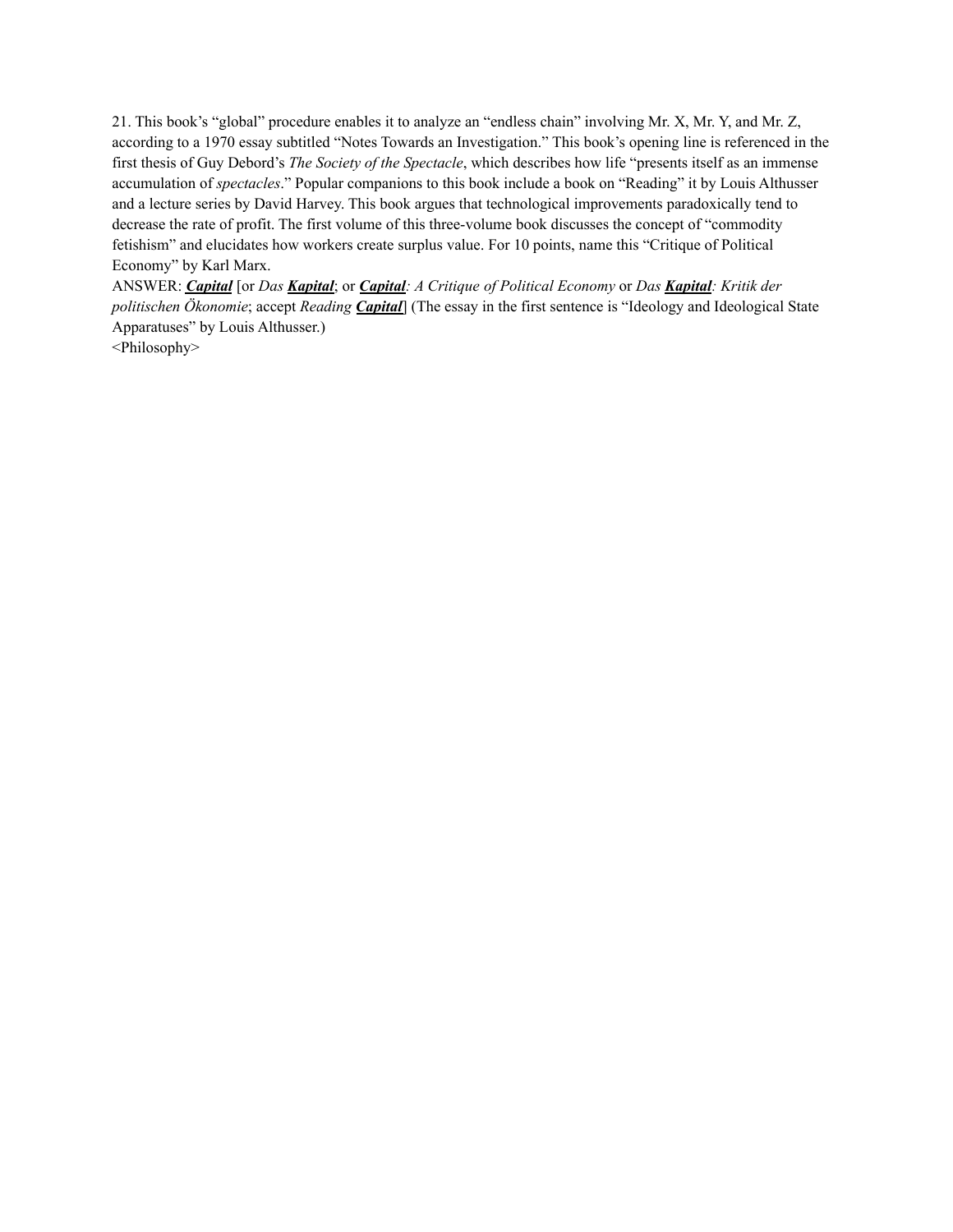21. This book's "global" procedure enables it to analyze an "endless chain" involving Mr. X, Mr. Y, and Mr. Z, according to a 1970 essay subtitled "Notes Towards an Investigation." This book's opening line is referenced in the first thesis of Guy Debord's *The Society of the Spectacle*, which describes how life "presents itself as an immense accumulation of *spectacles*." Popular companions to this book include a book on "Reading" it by Louis Althusser and a lecture series by David Harvey. This book argues that technological improvements paradoxically tend to decrease the rate of profit. The first volume of this three-volume book discusses the concept of "commodity fetishism" and elucidates how workers create surplus value. For 10 points, name this "Critique of Political Economy" by Karl Marx.

ANSWER: ***<u>Capital</u>*** [or *Das **<u>Kapital</u>***; or ***<u>Capital</u>**: A Critique of Political Economy* or *Das **<u>Kapital</u>**: Kritik der politischen Ökonomie*; accept *Reading **<u>Capital</u>***] (The essay in the first sentence is "Ideology and Ideological State Apparatuses" by Louis Althusser.)

<Philosophy>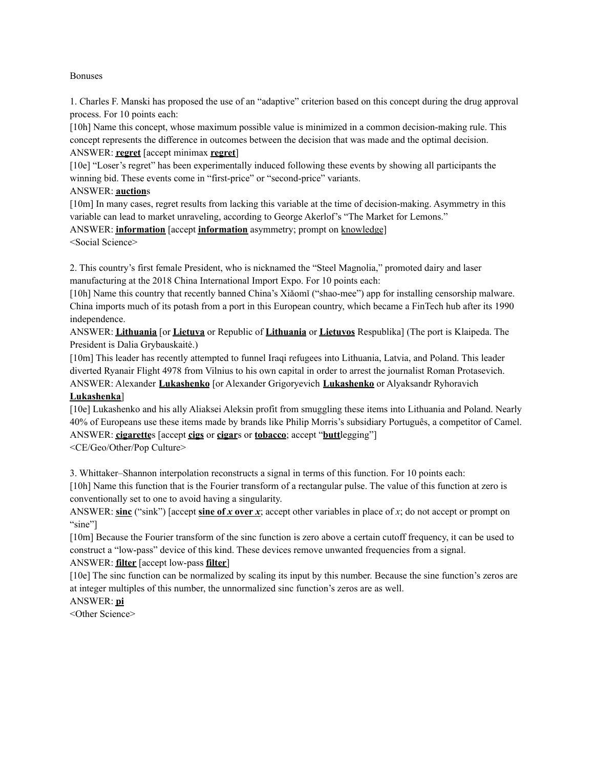Bonuses

1. Charles F. Manski has proposed the use of an "adaptive" criterion based on this concept during the drug approval process. For 10 points each:

[10h] Name this concept, whose maximum possible value is minimized in a common decision-making rule. This concept represents the difference in outcomes between the decision that was made and the optimal decision.

ANSWER: **regret** [accept minimax **regret**]

[10e] "Loser's regret" has been experimentally induced following these events by showing all participants the winning bid. These events come in "first-price" or "second-price" variants.

ANSWER: **auction**s

[10m] In many cases, regret results from lacking this variable at the time of decision-making. Asymmetry in this variable can lead to market unraveling, according to George Akerlof's "The Market for Lemons."

ANSWER: **information** [accept **information** asymmetry; prompt on knowledge]

<Social Science>

2. This country's first female President, who is nicknamed the "Steel Magnolia," promoted dairy and laser manufacturing at the 2018 China International Import Expo. For 10 points each:

[10h] Name this country that recently banned China's Xiǎomǐ ("shao-mee") app for installing censorship malware. China imports much of its potash from a port in this European country, which became a FinTech hub after its 1990 independence.

ANSWER: **Lithuania** [or **Lietuva** or Republic of **Lithuania** or **Lietuvos** Respublika] (The port is Klaipeda. The President is Dalia Grybauskaitė.)

[10m] This leader has recently attempted to funnel Iraqi refugees into Lithuania, Latvia, and Poland. This leader diverted Ryanair Flight 4978 from Vilnius to his own capital in order to arrest the journalist Roman Protasevich.

ANSWER: Alexander **Lukashenko** [or Alexander Grigoryevich **Lukashenko** or Alyaksandr Ryhoravich **Lukashenka**]

[10e] Lukashenko and his ally Aliaksei Aleksin profit from smuggling these items into Lithuania and Poland. Nearly 40% of Europeans use these items made by brands like Philip Morris's subsidiary Português, a competitor of Camel.

ANSWER: **cigarette**s [accept **cigs** or **cigar**s or **tobacco**; accept "**butt**legging"]

<CE/Geo/Other/Pop Culture>

3. Whittaker–Shannon interpolation reconstructs a signal in terms of this function. For 10 points each:

[10h] Name this function that is the Fourier transform of a rectangular pulse. The value of this function at zero is conventionally set to one to avoid having a singularity.

ANSWER: **sinc** ("sink") [accept **sine of *x* over *x***; accept other variables in place of *x*; do not accept or prompt on "sine"]

[10m] Because the Fourier transform of the sinc function is zero above a certain cutoff frequency, it can be used to construct a "low-pass" device of this kind. These devices remove unwanted frequencies from a signal.

ANSWER: **filter** [accept low-pass **filter**]

[10e] The sinc function can be normalized by scaling its input by this number. Because the sine function's zeros are at integer multiples of this number, the unnormalized sinc function's zeros are as well.

ANSWER: **pi**

<Other Science>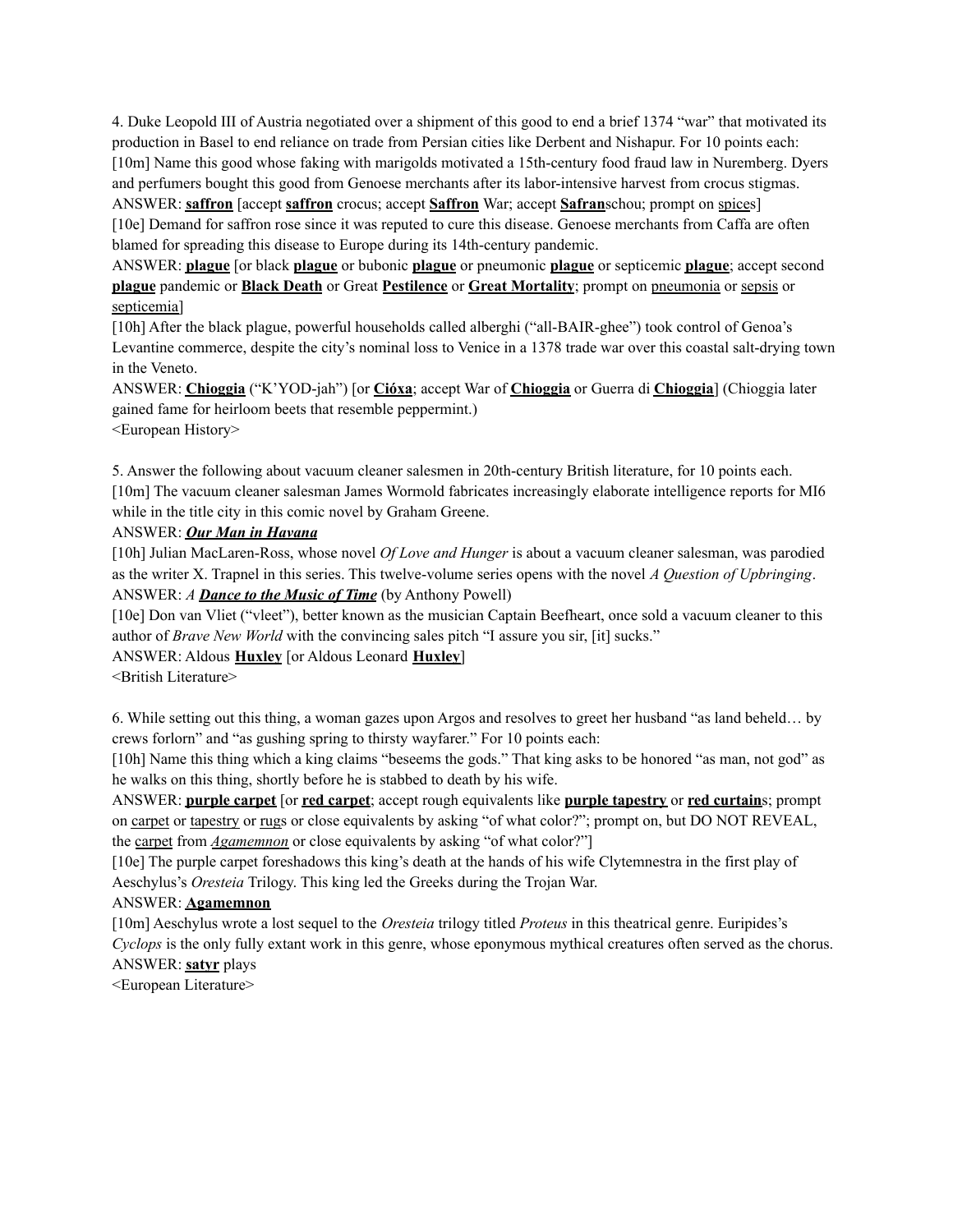4. Duke Leopold III of Austria negotiated over a shipment of this good to end a brief 1374 "war" that motivated its production in Basel to end reliance on trade from Persian cities like Derbent and Nishapur. For 10 points each:

[10m] Name this good whose faking with marigolds motivated a 15th-century food fraud law in Nuremberg. Dyers and perfumers bought this good from Genoese merchants after its labor-intensive harvest from crocus stigmas.

ANSWER: **saffron** [accept **saffron** crocus; accept **Saffron** War; accept **Safran**schou; prompt on spices]

[10e] Demand for saffron rose since it was reputed to cure this disease. Genoese merchants from Caffa are often blamed for spreading this disease to Europe during its 14th-century pandemic.

ANSWER: **plague** [or black **plague** or bubonic **plague** or pneumonic **plague** or septicemic **plague**; accept second **plague** pandemic or **Black Death** or Great **Pestilence** or **Great Mortality**; prompt on pneumonia or sepsis or septicemia]

[10h] After the black plague, powerful households called alberghi ("all-BAIR-ghee") took control of Genoa's Levantine commerce, despite the city's nominal loss to Venice in a 1378 trade war over this coastal salt-drying town in the Veneto.

ANSWER: **Chioggia** ("K'YOD-jah") [or **Cióxa**; accept War of **Chioggia** or Guerra di **Chioggia**] (Chioggia later gained fame for heirloom beets that resemble peppermint.)

<European History>

5. Answer the following about vacuum cleaner salesmen in 20th-century British literature, for 10 points each.

[10m] The vacuum cleaner salesman James Wormold fabricates increasingly elaborate intelligence reports for MI6 while in the title city in this comic novel by Graham Greene.

ANSWER: ***Our Man in Havana***

[10h] Julian MacLaren-Ross, whose novel *Of Love and Hunger* is about a vacuum cleaner salesman, was parodied as the writer X. Trapnel in this series. This twelve-volume series opens with the novel *A Question of Upbringing*.

ANSWER: *A* ***Dance to the Music of Time*** (by Anthony Powell)

[10e] Don van Vliet ("vleet"), better known as the musician Captain Beefheart, once sold a vacuum cleaner to this author of *Brave New World* with the convincing sales pitch "I assure you sir, [it] sucks."

ANSWER: Aldous **Huxley** [or Aldous Leonard **Huxley**]

<British Literature>

6. While setting out this thing, a woman gazes upon Argos and resolves to greet her husband "as land beheld… by crews forlorn" and "as gushing spring to thirsty wayfarer." For 10 points each:

[10h] Name this thing which a king claims "beseems the gods." That king asks to be honored "as man, not god" as he walks on this thing, shortly before he is stabbed to death by his wife.

ANSWER: **purple carpet** [or **red carpet**; accept rough equivalents like **purple tapestry** or **red curtain**s; prompt on carpet or tapestry or rugs or close equivalents by asking "of what color?"; prompt on, but DO NOT REVEAL, the carpet from *Agamemnon* or close equivalents by asking "of what color?"]

[10e] The purple carpet foreshadows this king's death at the hands of his wife Clytemnestra in the first play of Aeschylus's *Oresteia* Trilogy. This king led the Greeks during the Trojan War.

ANSWER: **Agamemnon**

[10m] Aeschylus wrote a lost sequel to the *Oresteia* trilogy titled *Proteus* in this theatrical genre. Euripides's *Cyclops* is the only fully extant work in this genre, whose eponymous mythical creatures often served as the chorus.

ANSWER: **satyr** plays

<European Literature>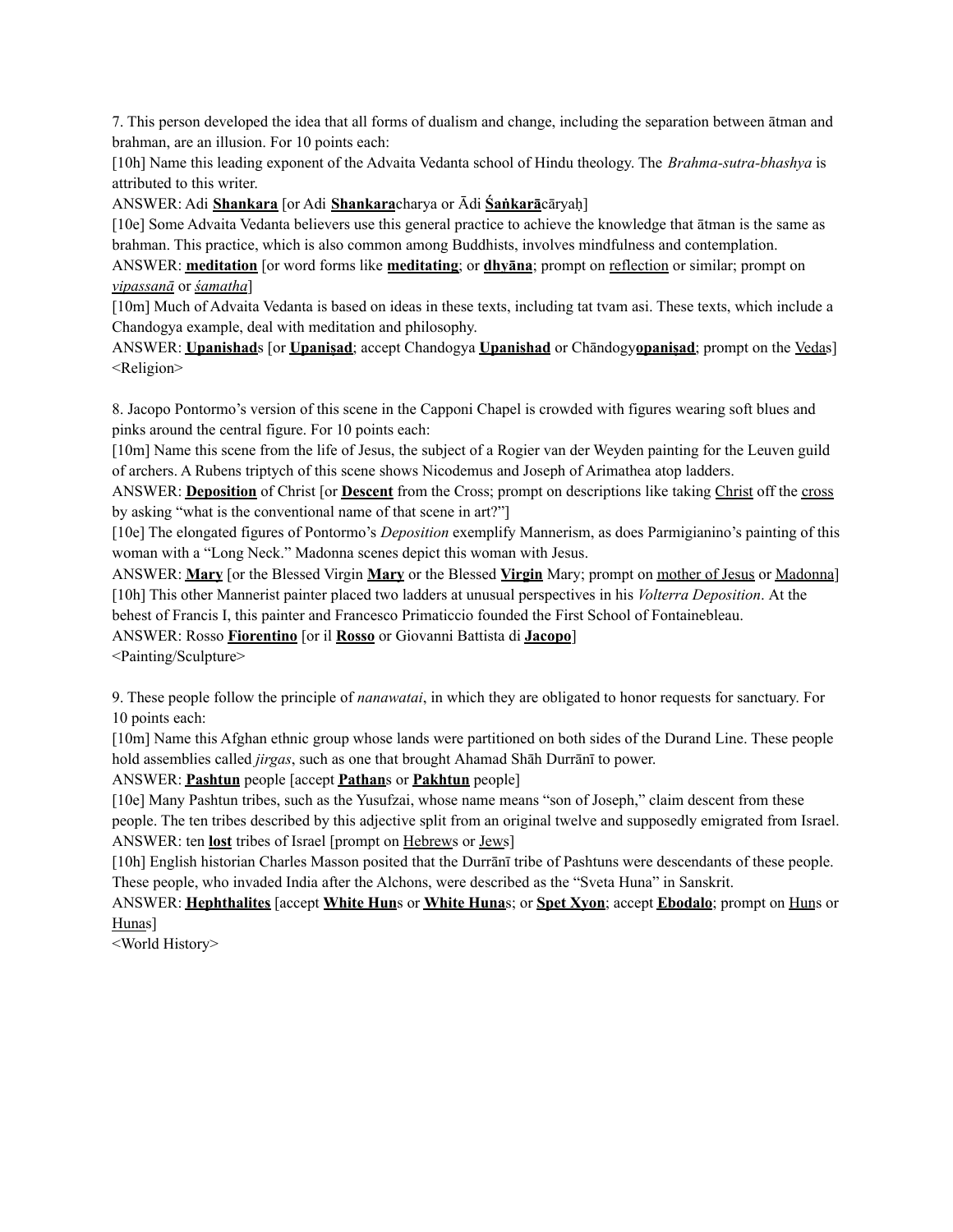7. This person developed the idea that all forms of dualism and change, including the separation between ātman and brahman, are an illusion. For 10 points each:

[10h] Name this leading exponent of the Advaita Vedanta school of Hindu theology. The *Brahma-sutra-bhashya* is attributed to this writer.

ANSWER: Adi **<u>Shankara</u>** [or Adi **<u>Shankara</u>**charya or Ādi **<u>Śaṅkarā</u>**cāryaḥ]

[10e] Some Advaita Vedanta believers use this general practice to achieve the knowledge that ātman is the same as brahman. This practice, which is also common among Buddhists, involves mindfulness and contemplation.

ANSWER: **<u>meditation</u>** [or word forms like **<u>meditating</u>**; or **<u>dhyāna</u>**; prompt on <u>reflection</u> or similar; prompt on <u>*vipassanā*</u> or <u>*śamatha*</u>]

[10m] Much of Advaita Vedanta is based on ideas in these texts, including tat tvam asi. These texts, which include a Chandogya example, deal with meditation and philosophy.

ANSWER: **<u>Upanishad</u>**s [or **<u>Upaniṣad</u>**; accept Chandogya **<u>Upanishad</u>** or Chāndogy**<u>opaniṣad</u>**; prompt on the <u>Veda</u>s]

<Religion>

8. Jacopo Pontormo's version of this scene in the Capponi Chapel is crowded with figures wearing soft blues and pinks around the central figure. For 10 points each:

[10m] Name this scene from the life of Jesus, the subject of a Rogier van der Weyden painting for the Leuven guild of archers. A Rubens triptych of this scene shows Nicodemus and Joseph of Arimathea atop ladders.

ANSWER: **<u>Deposition</u>** of Christ [or **<u>Descent</u>** from the Cross; prompt on descriptions like taking <u>Christ</u> off the <u>cross</u> by asking "what is the conventional name of that scene in art?"]

[10e] The elongated figures of Pontormo's *Deposition* exemplify Mannerism, as does Parmigianino's painting of this woman with a "Long Neck." Madonna scenes depict this woman with Jesus.

ANSWER: **<u>Mary</u>** [or the Blessed Virgin **<u>Mary</u>** or the Blessed **<u>Virgin</u>** Mary; prompt on <u>mother of Jesus</u> or <u>Madonna</u>]

[10h] This other Mannerist painter placed two ladders at unusual perspectives in his *Volterra Deposition*. At the behest of Francis I, this painter and Francesco Primaticcio founded the First School of Fontainebleau.

ANSWER: Rosso **<u>Fiorentino</u>** [or il **<u>Rosso</u>** or Giovanni Battista di **<u>Jacopo</u>**]

<Painting/Sculpture>

9. These people follow the principle of *nanawatai*, in which they are obligated to honor requests for sanctuary. For 10 points each:

[10m] Name this Afghan ethnic group whose lands were partitioned on both sides of the Durand Line. These people hold assemblies called *jirgas*, such as one that brought Ahamad Shāh Durrānī to power.

ANSWER: **<u>Pashtun</u>** people [accept **<u>Pathan</u>**s or **<u>Pakhtun</u>** people]

[10e] Many Pashtun tribes, such as the Yusufzai, whose name means "son of Joseph," claim descent from these people. The ten tribes described by this adjective split from an original twelve and supposedly emigrated from Israel.

ANSWER: ten **<u>lost</u>** tribes of Israel [prompt on <u>Hebrew</u>s or <u>Jew</u>s]

[10h] English historian Charles Masson posited that the Durrānī tribe of Pashtuns were descendants of these people. These people, who invaded India after the Alchons, were described as the "Sveta Huna" in Sanskrit.

ANSWER: **<u>Hephthalites</u>** [accept **<u>White Hun</u>**s or **<u>White Huna</u>**s; or **<u>Spet Xyon</u>**; accept **<u>Ebodalo</u>**; prompt on <u>Hun</u>s or <u>Huna</u>s]

<World History>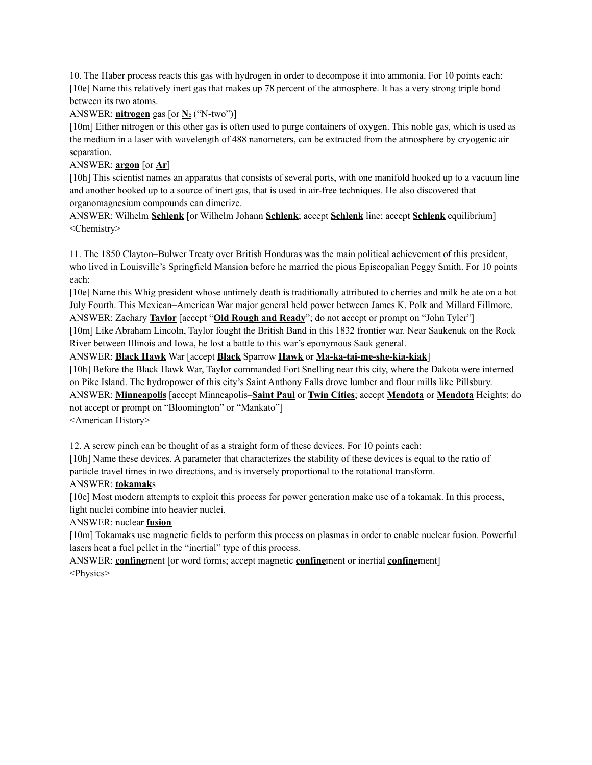10. The Haber process reacts this gas with hydrogen in order to decompose it into ammonia. For 10 points each:

[10e] Name this relatively inert gas that makes up 78 percent of the atmosphere. It has a very strong triple bond between its two atoms.

ANSWER: **nitrogen** gas [or **$N_2$** ("N-two")]

[10m] Either nitrogen or this other gas is often used to purge containers of oxygen. This noble gas, which is used as the medium in a laser with wavelength of 488 nanometers, can be extracted from the atmosphere by cryogenic air separation.

ANSWER: **argon** [or **Ar**]

[10h] This scientist names an apparatus that consists of several ports, with one manifold hooked up to a vacuum line and another hooked up to a source of inert gas, that is used in air-free techniques. He also discovered that organomagnesium compounds can dimerize.

ANSWER: Wilhelm **Schlenk** [or Wilhelm Johann **Schlenk**; accept **Schlenk** line; accept **Schlenk** equilibrium]

<Chemistry>

11. The 1850 Clayton–Bulwer Treaty over British Honduras was the main political achievement of this president, who lived in Louisville's Springfield Mansion before he married the pious Episcopalian Peggy Smith. For 10 points each:

[10e] Name this Whig president whose untimely death is traditionally attributed to cherries and milk he ate on a hot July Fourth. This Mexican–American War major general held power between James K. Polk and Millard Fillmore.

ANSWER: Zachary **Taylor** [accept "**Old Rough and Ready**"; do not accept or prompt on "John Tyler"]

[10m] Like Abraham Lincoln, Taylor fought the British Band in this 1832 frontier war. Near Saukenuk on the Rock River between Illinois and Iowa, he lost a battle to this war's eponymous Sauk general.

ANSWER: **Black Hawk** War [accept **Black** Sparrow **Hawk** or **Ma-ka-tai-me-she-kia-kiak**]

[10h] Before the Black Hawk War, Taylor commanded Fort Snelling near this city, where the Dakota were interned on Pike Island. The hydropower of this city's Saint Anthony Falls drove lumber and flour mills like Pillsbury.

ANSWER: **Minneapolis** [accept Minneapolis–**Saint Paul** or **Twin Cities**; accept **Mendota** or **Mendota** Heights; do not accept or prompt on "Bloomington" or "Mankato"]

<American History>

12. A screw pinch can be thought of as a straight form of these devices. For 10 points each:

[10h] Name these devices. A parameter that characterizes the stability of these devices is equal to the ratio of particle travel times in two directions, and is inversely proportional to the rotational transform.

ANSWER: **tokamak**s

[10e] Most modern attempts to exploit this process for power generation make use of a tokamak. In this process, light nuclei combine into heavier nuclei.

ANSWER: nuclear **fusion**

[10m] Tokamaks use magnetic fields to perform this process on plasmas in order to enable nuclear fusion. Powerful lasers heat a fuel pellet in the "inertial" type of this process.

ANSWER: **confine**ment [or word forms; accept magnetic **confine**ment or inertial **confine**ment]

<Physics>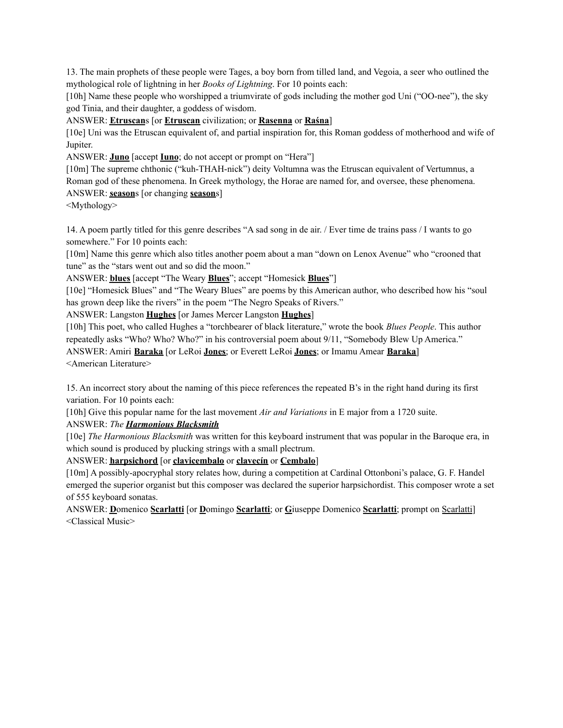13. The main prophets of these people were Tages, a boy born from tilled land, and Vegoia, a seer who outlined the mythological role of lightning in her *Books of Lightning*. For 10 points each:

[10h] Name these people who worshipped a triumvirate of gods including the mother god Uni ("OO-nee"), the sky god Tinia, and their daughter, a goddess of wisdom.

ANSWER: **<u>Etruscan</u>**s [or **<u>Etruscan</u>** civilization; or **<u>Rasenna</u>** or **<u>Raśna</u>**]

[10e] Uni was the Etruscan equivalent of, and partial inspiration for, this Roman goddess of motherhood and wife of Jupiter.

ANSWER: **<u>Juno</u>** [accept **<u>Iuno</u>**; do not accept or prompt on "Hera"]

[10m] The supreme chthonic ("kuh-THAH-nick") deity Voltumna was the Etruscan equivalent of Vertumnus, a Roman god of these phenomena. In Greek mythology, the Horae are named for, and oversee, these phenomena.

ANSWER: **<u>season</u>**s [or changing **<u>season</u>**s]

<Mythology>

14. A poem partly titled for this genre describes "A sad song in de air. / Ever time de trains pass / I wants to go somewhere." For 10 points each:

[10m] Name this genre which also titles another poem about a man "down on Lenox Avenue" who "crooned that tune" as the "stars went out and so did the moon."

ANSWER: **<u>blues</u>** [accept "The Weary **<u>Blues</u>**"; accept "Homesick **<u>Blues</u>**"]

[10e] "Homesick Blues" and "The Weary Blues" are poems by this American author, who described how his "soul has grown deep like the rivers" in the poem "The Negro Speaks of Rivers."

ANSWER: Langston **<u>Hughes</u>** [or James Mercer Langston **<u>Hughes</u>**]

[10h] This poet, who called Hughes a "torchbearer of black literature," wrote the book *Blues People*. This author repeatedly asks "Who? Who? Who?" in his controversial poem about 9/11, "Somebody Blew Up America."

ANSWER: Amiri **<u>Baraka</u>** [or LeRoi **<u>Jones</u>**; or Everett LeRoi **<u>Jones</u>**; or Imamu Amear **<u>Baraka</u>**]

<American Literature>

15. An incorrect story about the naming of this piece references the repeated B's in the right hand during its first variation. For 10 points each:

[10h] Give this popular name for the last movement *Air and Variations* in E major from a 1720 suite.

ANSWER: *The **<u>Harmonious Blacksmith</u>***

[10e] *The Harmonious Blacksmith* was written for this keyboard instrument that was popular in the Baroque era, in which sound is produced by plucking strings with a small plectrum.

ANSWER: **<u>harpsichord</u>** [or **<u>clavicembalo</u>** or **<u>clavecín</u>** or **<u>Cembalo</u>**]

[10m] A possibly-apocryphal story relates how, during a competition at Cardinal Ottonboni's palace, G. F. Handel emerged the superior organist but this composer was declared the superior harpsichordist. This composer wrote a set of 555 keyboard sonatas.

ANSWER: **<u>D</u>**omenico **<u>Scarlatti</u>** [or **<u>D</u>**omingo **<u>Scarlatti</u>**; or **<u>G</u>**iuseppe Domenico **<u>Scarlatti</u>**; prompt on <u>Scarlatti</u>]

<Classical Music>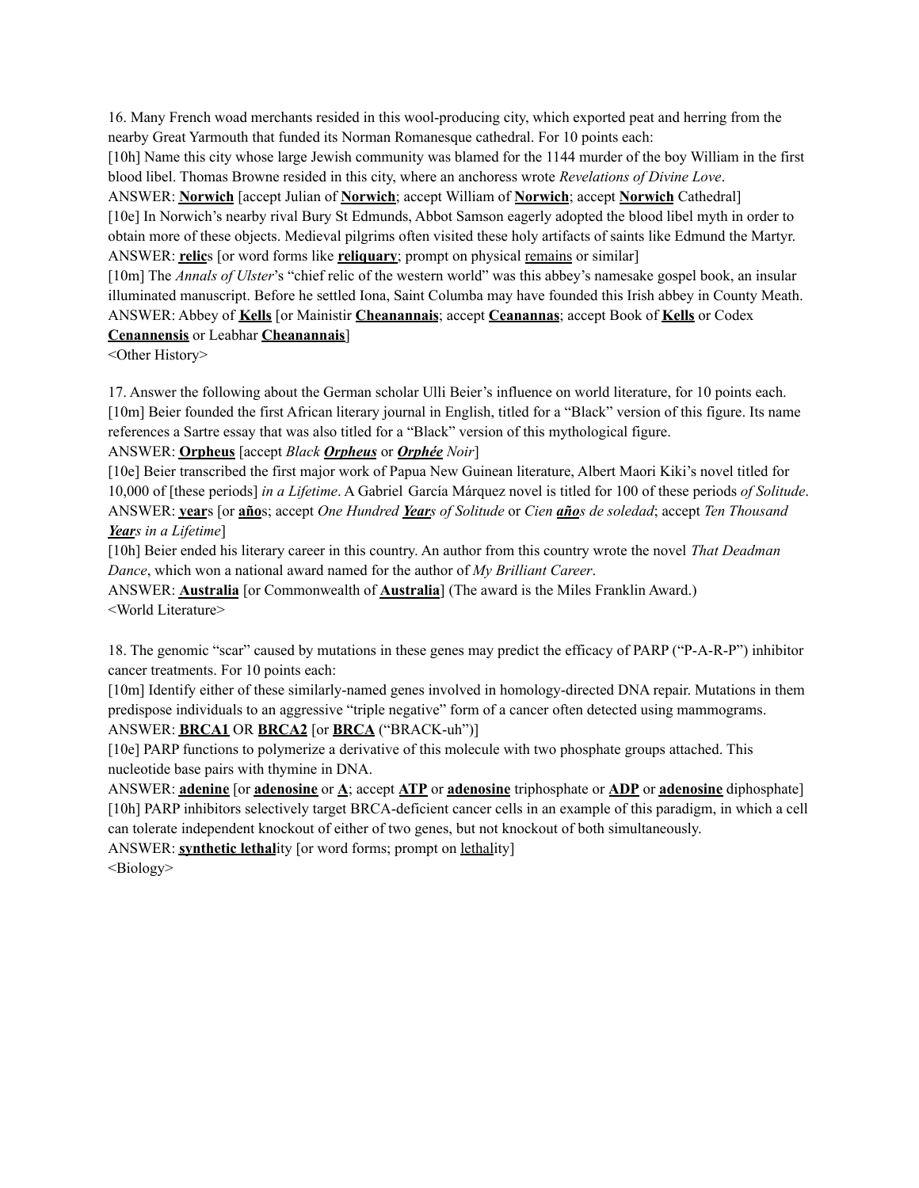16. Many French woad merchants resided in this wool-producing city, which exported peat and herring from the nearby Great Yarmouth that funded its Norman Romanesque cathedral. For 10 points each:

[10h] Name this city whose large Jewish community was blamed for the 1144 murder of the boy William in the first blood libel. Thomas Browne resided in this city, where an anchoress wrote *Revelations of Divine Love*.

ANSWER: **Norwich** [accept Julian of **Norwich**; accept William of **Norwich**; accept **Norwich** Cathedral]

[10e] In Norwich's nearby rival Bury St Edmunds, Abbot Samson eagerly adopted the blood libel myth in order to obtain more of these objects. Medieval pilgrims often visited these holy artifacts of saints like Edmund the Martyr.

ANSWER: **relic**s [or word forms like **reliquary**; prompt on physical remains or similar]

[10m] The *Annals of Ulster*'s "chief relic of the western world" was this abbey's namesake gospel book, an insular illuminated manuscript. Before he settled Iona, Saint Columba may have founded this Irish abbey in County Meath.

ANSWER: Abbey of **Kells** [or Mainistir **Cheanannais**; accept **Ceanannas**; accept Book of **Kells** or Codex **Cenannensis** or Leabhar **Cheanannais**]

<Other History>

17. Answer the following about the German scholar Ulli Beier's influence on world literature, for 10 points each.

[10m] Beier founded the first African literary journal in English, titled for a "Black" version of this figure. Its name references a Sartre essay that was also titled for a "Black" version of this mythological figure.

ANSWER: **Orpheus** [accept *Black **Orpheus*** or ***Orphée** Noir*]

[10e] Beier transcribed the first major work of Papua New Guinean literature, Albert Maori Kiki's novel titled for 10,000 of [these periods] *in a Lifetime*. A Gabriel García Márquez novel is titled for 100 of these periods *of Solitude*.

ANSWER: **year**s [or **año**s; accept *One Hundred **Year**s of Solitude* or *Cien **año**s de soledad*; accept *Ten Thousand **Year**s in a Lifetime*]

[10h] Beier ended his literary career in this country. An author from this country wrote the novel *That Deadman Dance*, which won a national award named for the author of *My Brilliant Career*.

ANSWER: **Australia** [or Commonwealth of **Australia**] (The award is the Miles Franklin Award.)

<World Literature>

18. The genomic "scar" caused by mutations in these genes may predict the efficacy of PARP ("P-A-R-P") inhibitor cancer treatments. For 10 points each:

[10m] Identify either of these similarly-named genes involved in homology-directed DNA repair. Mutations in them predispose individuals to an aggressive "triple negative" form of a cancer often detected using mammograms.

ANSWER: **BRCA1** OR **BRCA2** [or **BRCA** ("BRACK-uh")]

[10e] PARP functions to polymerize a derivative of this molecule with two phosphate groups attached. This nucleotide base pairs with thymine in DNA.

ANSWER: **adenine** [or **adenosine** or **A**; accept **ATP** or **adenosine** triphosphate or **ADP** or **adenosine** diphosphate]

[10h] PARP inhibitors selectively target BRCA-deficient cancer cells in an example of this paradigm, in which a cell can tolerate independent knockout of either of two genes, but not knockout of both simultaneously.

ANSWER: **synthetic lethal**ity [or word forms; prompt on lethality]

<Biology>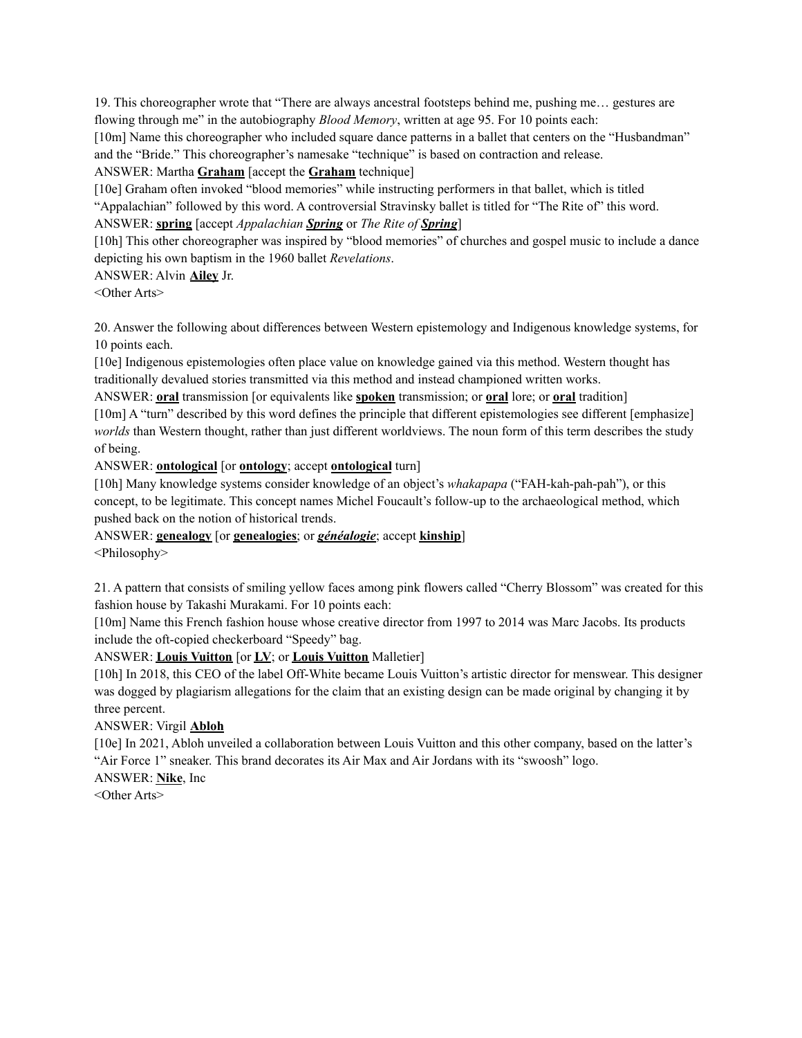19. This choreographer wrote that "There are always ancestral footsteps behind me, pushing me… gestures are flowing through me" in the autobiography *Blood Memory*, written at age 95. For 10 points each:

[10m] Name this choreographer who included square dance patterns in a ballet that centers on the "Husbandman" and the "Bride." This choreographer's namesake "technique" is based on contraction and release.

ANSWER: Martha **Graham** [accept the **Graham** technique]

[10e] Graham often invoked "blood memories" while instructing performers in that ballet, which is titled "Appalachian" followed by this word. A controversial Stravinsky ballet is titled for "The Rite of" this word.

ANSWER: **spring** [accept *Appalachian* ***Spring*** or *The Rite of* ***Spring***]

[10h] This other choreographer was inspired by "blood memories" of churches and gospel music to include a dance depicting his own baptism in the 1960 ballet *Revelations*.

ANSWER: Alvin **Ailey** Jr.

<Other Arts>

20. Answer the following about differences between Western epistemology and Indigenous knowledge systems, for 10 points each.

[10e] Indigenous epistemologies often place value on knowledge gained via this method. Western thought has traditionally devalued stories transmitted via this method and instead championed written works.

ANSWER: **oral** transmission [or equivalents like **spoken** transmission; or **oral** lore; or **oral** tradition]

[10m] A "turn" described by this word defines the principle that different epistemologies see different [emphasize] *worlds* than Western thought, rather than just different worldviews. The noun form of this term describes the study of being.

ANSWER: **ontological** [or **ontology**; accept **ontological** turn]

[10h] Many knowledge systems consider knowledge of an object's *whakapapa* ("FAH-kah-pah-pah"), or this concept, to be legitimate. This concept names Michel Foucault's follow-up to the archaeological method, which pushed back on the notion of historical trends.

ANSWER: **genealogy** [or **genealogies**; or ***généalogie***; accept **kinship**]

<Philosophy>

21. A pattern that consists of smiling yellow faces among pink flowers called "Cherry Blossom" was created for this fashion house by Takashi Murakami. For 10 points each:

[10m] Name this French fashion house whose creative director from 1997 to 2014 was Marc Jacobs. Its products include the oft-copied checkerboard "Speedy" bag.

ANSWER: **Louis Vuitton** [or **LV**; or **Louis Vuitton** Malletier]

[10h] In 2018, this CEO of the label Off-White became Louis Vuitton's artistic director for menswear. This designer was dogged by plagiarism allegations for the claim that an existing design can be made original by changing it by three percent.

ANSWER: Virgil **Abloh**

[10e] In 2021, Abloh unveiled a collaboration between Louis Vuitton and this other company, based on the latter's "Air Force 1" sneaker. This brand decorates its Air Max and Air Jordans with its "swoosh" logo.

ANSWER: **Nike**, Inc

<Other Arts>